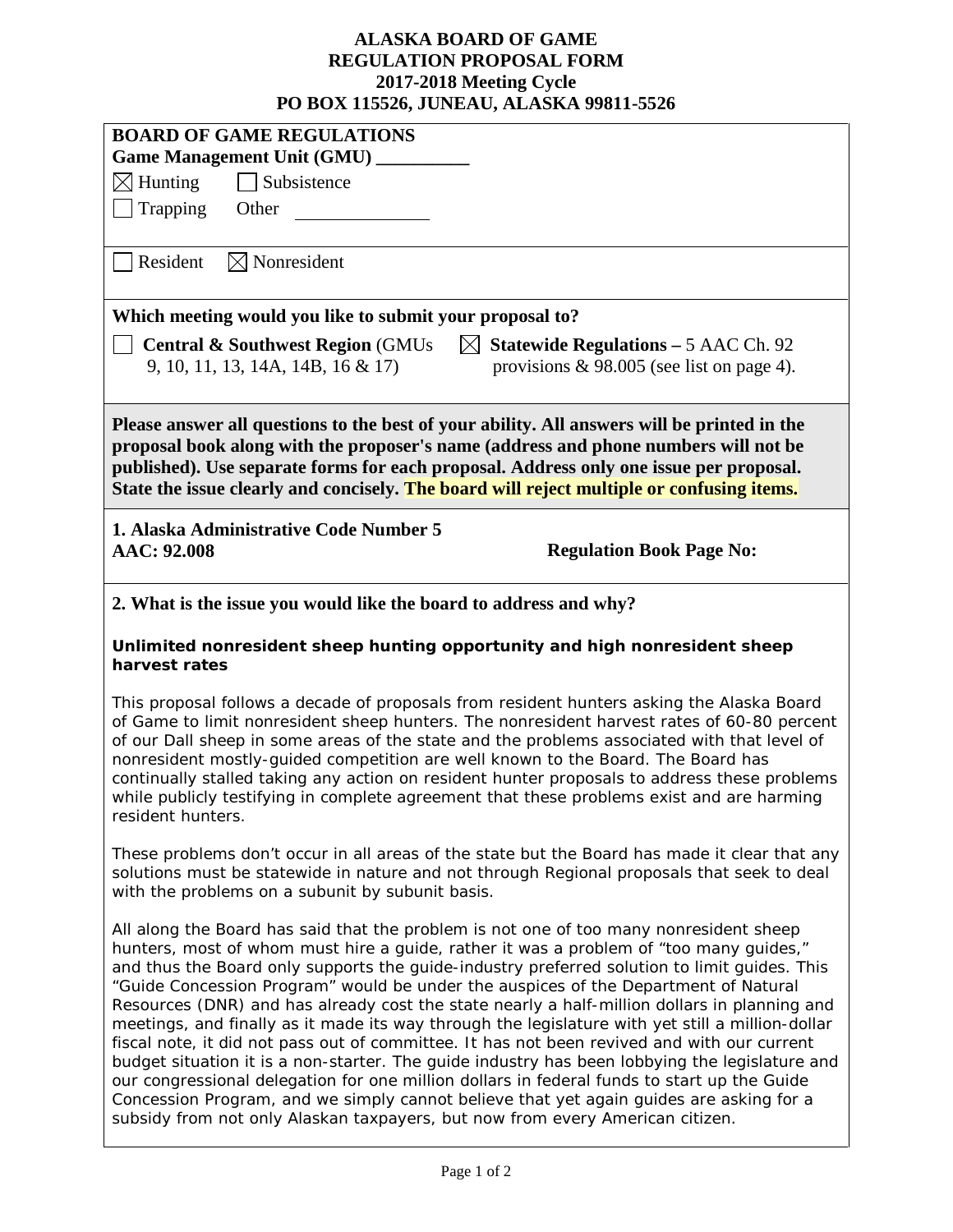# ALASKA BOARD OF GAME
## REGULATION PROPOSAL FORM
## 2017-2018 Meeting Cycle
## PO BOX 115526, JUNEAU, ALASKA 99811-5526

**BOARD OF GAME REGULATIONS**
**Game Management Unit (GMU) __________**

☒ Hunting ☐ Subsistence
☐ Trapping Other ______________

☐ Resident ☒ Nonresident

**Which meeting would you like to submit your proposal to?**

☐ **Central & Southwest Region** (GMUs 9, 10, 11, 13, 14A, 14B, 16 & 17)
☒ **Statewide Regulations –** 5 AAC Ch. 92 provisions & 98.005 (see list on page 4).

**Please answer all questions to the best of your ability. All answers will be printed in the proposal book along with the proposer's name (address and phone numbers will not be published). Use separate forms for each proposal. Address only one issue per proposal. State the issue clearly and concisely. The board will reject multiple or confusing items.**

**1. Alaska Administrative Code Number 5 AAC: 92.008** **Regulation Book Page No:**

**2. What is the issue you would like the board to address and why?**

**Unlimited nonresident sheep hunting opportunity and high nonresident sheep harvest rates**

This proposal follows a decade of proposals from resident hunters asking the Alaska Board of Game to limit nonresident sheep hunters. The nonresident harvest rates of 60-80 percent of our Dall sheep in some areas of the state and the problems associated with that level of nonresident mostly-guided competition are well known to the Board. The Board has continually stalled taking any action on resident hunter proposals to address these problems while publicly testifying in complete agreement that these problems exist and are harming resident hunters.

These problems don't occur in all areas of the state but the Board has made it clear that any solutions must be statewide in nature and not through Regional proposals that seek to deal with the problems on a subunit by subunit basis.

All along the Board has said that the problem is not one of too many nonresident sheep hunters, most of whom must hire a guide, rather it was a problem of "too many guides," and thus the Board only supports the guide-industry preferred solution to limit guides. This "Guide Concession Program" would be under the auspices of the Department of Natural Resources (DNR) and has already cost the state nearly a half-million dollars in planning and meetings, and finally as it made its way through the legislature with yet still a million-dollar fiscal note, it did not pass out of committee. It has not been revived and with our current budget situation it is a non-starter. The guide industry has been lobbying the legislature and our congressional delegation for one million dollars in federal funds to start up the Guide Concession Program, and we simply cannot believe that yet again guides are asking for a subsidy from not only Alaskan taxpayers, but now from every American citizen.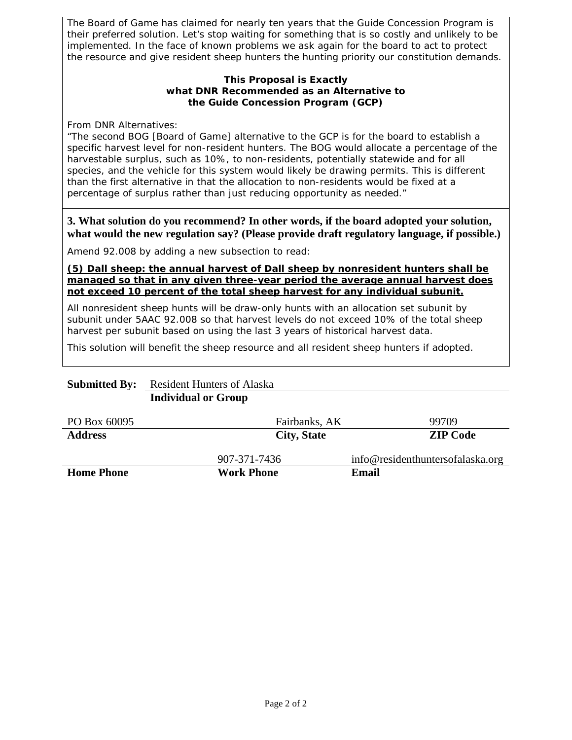The Board of Game has claimed for nearly ten years that the Guide Concession Program is their preferred solution. Let's stop waiting for something that is so costly and unlikely to be implemented. In the face of known problems we ask again for the board to act to protect the resource and give resident sheep hunters the hunting priority our constitution demands.

**This Proposal is Exactly what DNR Recommended as an Alternative to the Guide Concession Program (GCP)**

From DNR Alternatives:
"The second BOG [Board of Game] alternative to the GCP is for the board to establish a specific harvest level for non-resident hunters. The BOG would allocate a percentage of the harvestable surplus, such as 10%, to non-residents, potentially statewide and for all species, and the vehicle for this system would likely be drawing permits. This is different than the first alternative in that the allocation to non-residents would be fixed at a percentage of surplus rather than just reducing opportunity as needed."

**3. What solution do you recommend? In other words, if the board adopted your solution, what would the new regulation say? (Please provide draft regulatory language, if possible.)**

Amend 92.008 by adding a new subsection to read:

**(5) Dall sheep: the annual harvest of Dall sheep by nonresident hunters shall be managed so that in any given three-year period the average annual harvest does not exceed 10 percent of the total sheep harvest for any individual subunit.**

All nonresident sheep hunts will be draw-only hunts with an allocation set subunit by subunit under 5AAC 92.008 so that harvest levels do not exceed 10% of the total sheep harvest per subunit based on using the last 3 years of historical harvest data.

This solution will benefit the sheep resource and all resident sheep hunters if adopted.

**Submitted By:** Resident Hunters of Alaska
**Individual or Group**

| | | |
|---|---|---|
| PO Box 60095 | Fairbanks, AK | 99709 |
| **Address** | **City, State** | **ZIP Code** |
| | 907-371-7436 | info@residenthuntersofalaska.org |
| **Home Phone** | **Work Phone** | **Email** |